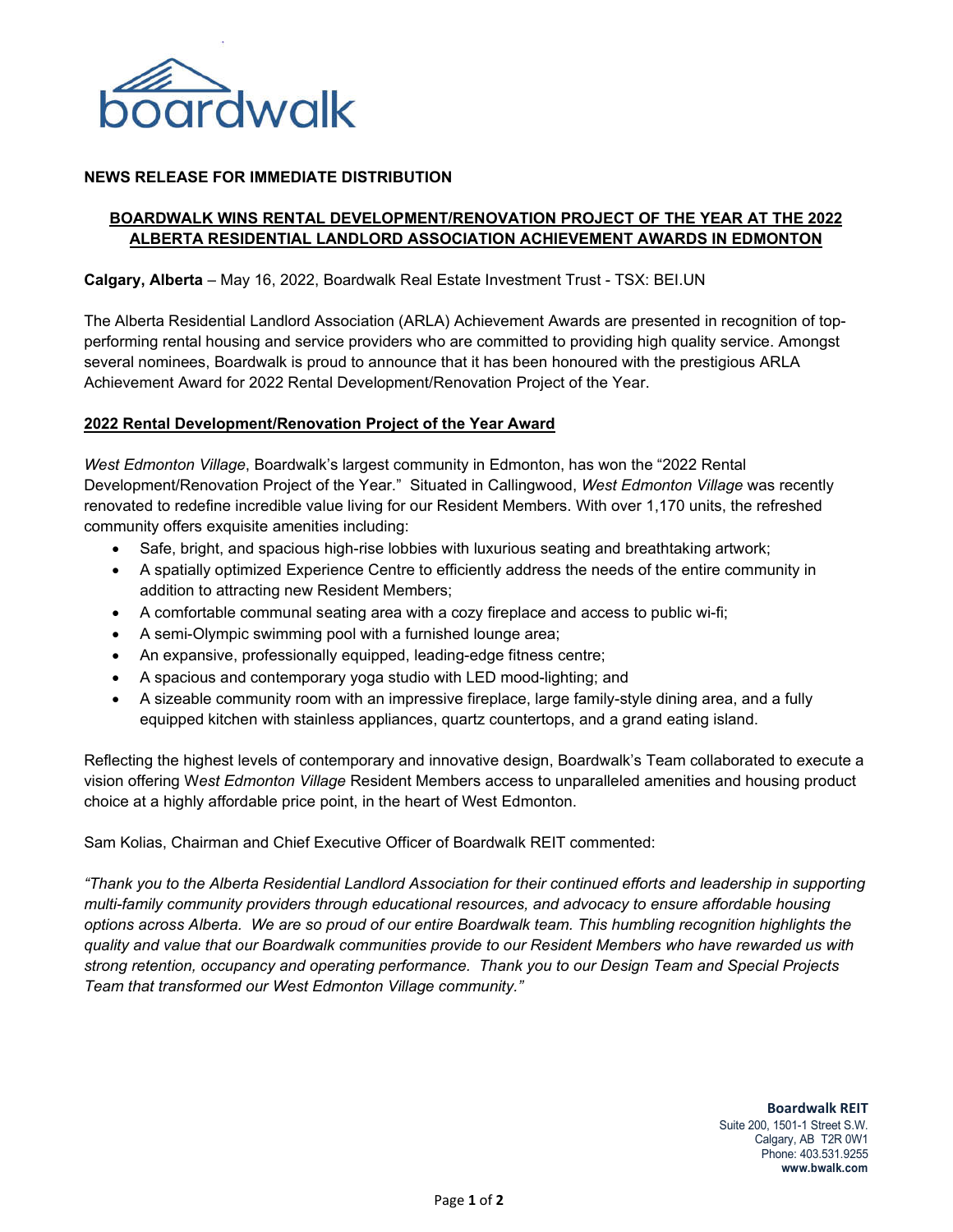boardwalk

**NEWS RELEASE FOR IMMEDIATE DISTRIBUTION**

## BOARDWALK WINS RENTAL DEVELOPMENT/RENOVATION PROJECT OF THE YEAR AT THE 2022 ALBERTA RESIDENTIAL LANDLORD ASSOCIATION ACHIEVEMENT AWARDS IN EDMONTON

**Calgary, Alberta** – May 16, 2022, Boardwalk Real Estate Investment Trust - TSX: BEI.UN

The Alberta Residential Landlord Association (ARLA) Achievement Awards are presented in recognition of top-performing rental housing and service providers who are committed to providing high quality service. Amongst several nominees, Boardwalk is proud to announce that it has been honoured with the prestigious ARLA Achievement Award for 2022 Rental Development/Renovation Project of the Year.

### 2022 Rental Development/Renovation Project of the Year Award

*West Edmonton Village*, Boardwalk's largest community in Edmonton, has won the "2022 Rental Development/Renovation Project of the Year." Situated in Callingwood, *West Edmonton Village* was recently renovated to redefine incredible value living for our Resident Members. With over 1,170 units, the refreshed community offers exquisite amenities including:

- Safe, bright, and spacious high-rise lobbies with luxurious seating and breathtaking artwork;
- A spatially optimized Experience Centre to efficiently address the needs of the entire community in addition to attracting new Resident Members;
- A comfortable communal seating area with a cozy fireplace and access to public wi-fi;
- A semi-Olympic swimming pool with a furnished lounge area;
- An expansive, professionally equipped, leading-edge fitness centre;
- A spacious and contemporary yoga studio with LED mood-lighting; and
- A sizeable community room with an impressive fireplace, large family-style dining area, and a fully equipped kitchen with stainless appliances, quartz countertops, and a grand eating island.

Reflecting the highest levels of contemporary and innovative design, Boardwalk's Team collaborated to execute a vision offering W*est Edmonton Village* Resident Members access to unparalleled amenities and housing product choice at a highly affordable price point, in the heart of West Edmonton.

Sam Kolias, Chairman and Chief Executive Officer of Boardwalk REIT commented:

*"Thank you to the Alberta Residential Landlord Association for their continued efforts and leadership in supporting multi-family community providers through educational resources, and advocacy to ensure affordable housing options across Alberta. We are so proud of our entire Boardwalk team. This humbling recognition highlights the quality and value that our Boardwalk communities provide to our Resident Members who have rewarded us with strong retention, occupancy and operating performance. Thank you to our Design Team and Special Projects Team that transformed our West Edmonton Village community."*

**Boardwalk REIT**
Suite 200, 1501-1 Street S.W.
Calgary, AB T2R 0W1
Phone: 403.531.9255
**www.bwalk.com**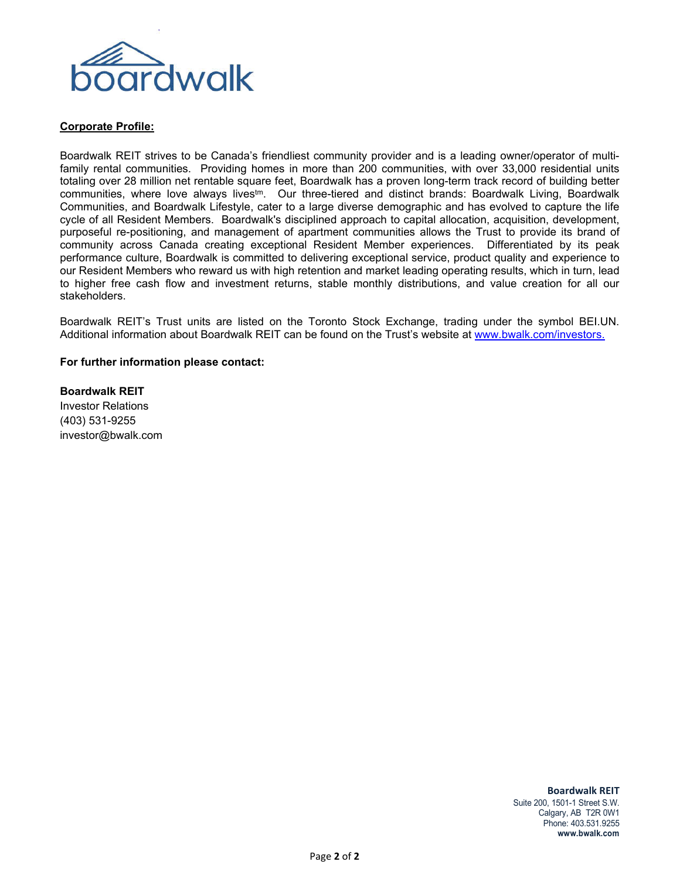**Corporate Profile:**

Boardwalk REIT strives to be Canada's friendliest community provider and is a leading owner/operator of multi-family rental communities. Providing homes in more than 200 communities, with over 33,000 residential units totaling over 28 million net rentable square feet, Boardwalk has a proven long-term track record of building better communities, where love always lives[tm]. Our three-tiered and distinct brands: Boardwalk Living, Boardwalk Communities, and Boardwalk Lifestyle, cater to a large diverse demographic and has evolved to capture the life cycle of all Resident Members. Boardwalk's disciplined approach to capital allocation, acquisition, development, purposeful re-positioning, and management of apartment communities allows the Trust to provide its brand of community across Canada creating exceptional Resident Member experiences. Differentiated by its peak performance culture, Boardwalk is committed to delivering exceptional service, product quality and experience to our Resident Members who reward us with high retention and market leading operating results, which in turn, lead to higher free cash flow and investment returns, stable monthly distributions, and value creation for all our stakeholders.

Boardwalk REIT's Trust units are listed on the Toronto Stock Exchange, trading under the symbol BEI.UN. Additional information about Boardwalk REIT can be found on the Trust's website at www.bwalk.com/investors.

**For further information please contact:**

**Boardwalk REIT**
Investor Relations
(403) 531-9255
investor@bwalk.com

**Boardwalk REIT**
Suite 200, 1501-1 Street S.W.
Calgary, AB T2R 0W1
Phone: 403.531.9255
**www.bwalk.com**